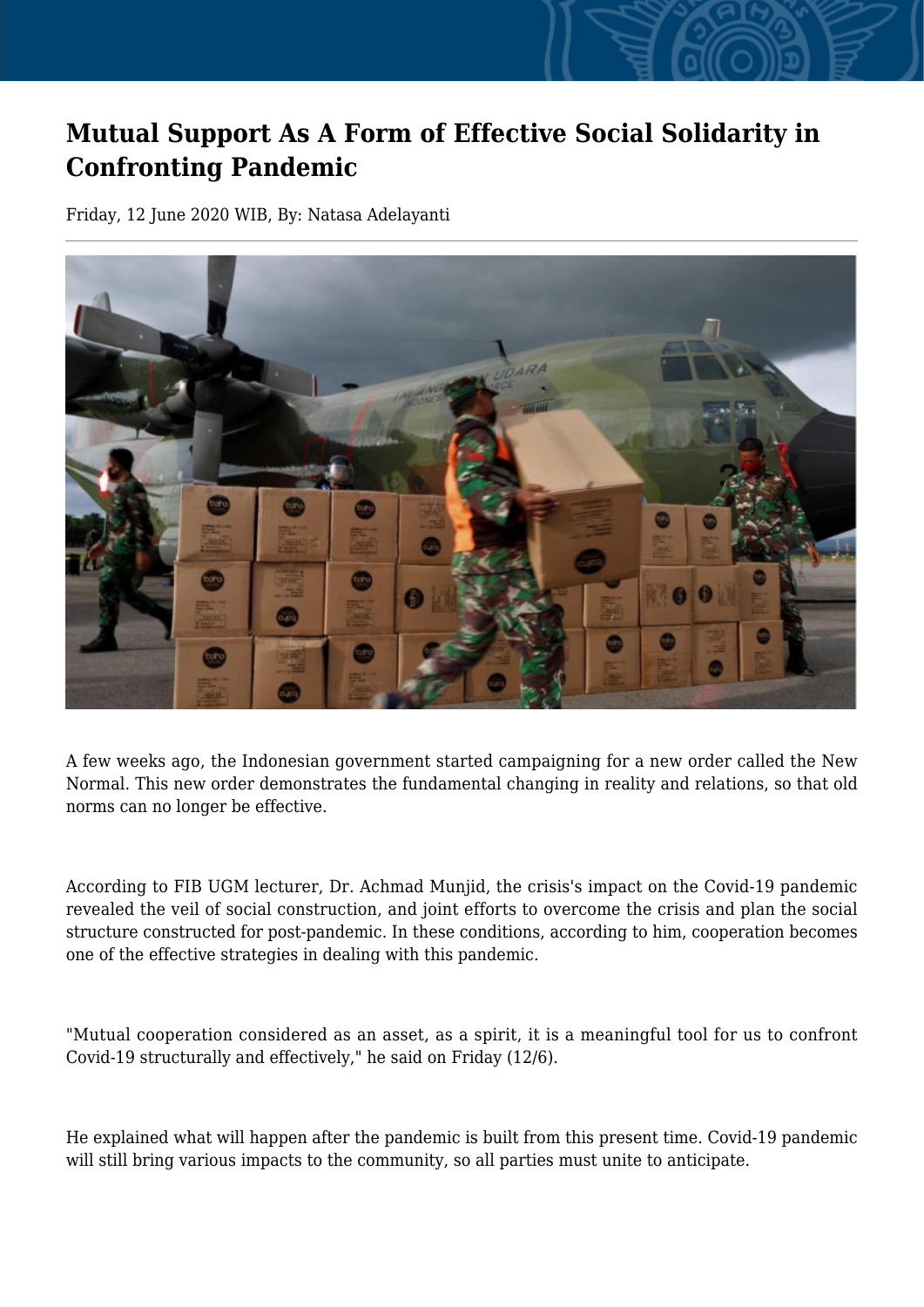# Mutual Support As A Form of Effective Social Solidarity in Confronting Pandemic

Friday, 12 June 2020 WIB, By: Natasa Adelayanti

A few weeks ago, the Indonesian government started campaigning for a new order called the New Normal. This new order demonstrates the fundamental changing in reality and relations, so that old norms can no longer be effective.

According to FIB UGM lecturer, Dr. Achmad Munjid, the crisis's impact on the Covid-19 pandemic revealed the veil of social construction, and joint efforts to overcome the crisis and plan the social structure constructed for post-pandemic. In these conditions, according to him, cooperation becomes one of the effective strategies in dealing with this pandemic.

"Mutual cooperation considered as an asset, as a spirit, it is a meaningful tool for us to confront Covid-19 structurally and effectively," he said on Friday (12/6).

He explained what will happen after the pandemic is built from this present time. Covid-19 pandemic will still bring various impacts to the community, so all parties must unite to anticipate.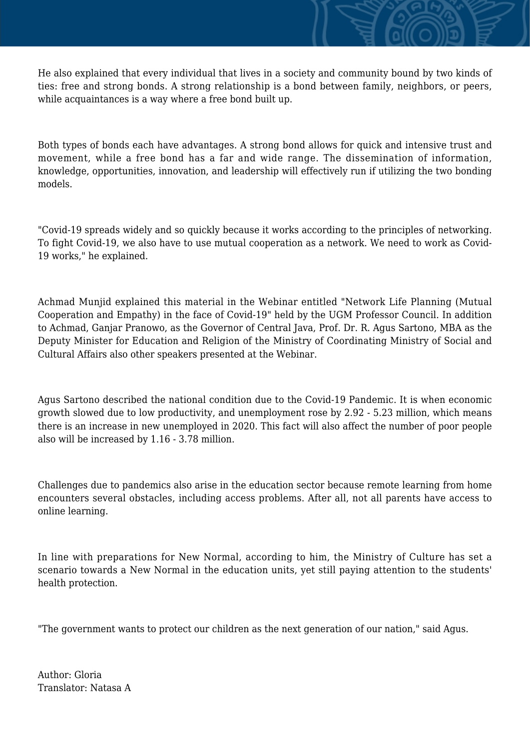He also explained that every individual that lives in a society and community bound by two kinds of ties: free and strong bonds. A strong relationship is a bond between family, neighbors, or peers, while acquaintances is a way where a free bond built up.

Both types of bonds each have advantages. A strong bond allows for quick and intensive trust and movement, while a free bond has a far and wide range. The dissemination of information, knowledge, opportunities, innovation, and leadership will effectively run if utilizing the two bonding models.

"Covid-19 spreads widely and so quickly because it works according to the principles of networking. To fight Covid-19, we also have to use mutual cooperation as a network. We need to work as Covid-19 works," he explained.

Achmad Munjid explained this material in the Webinar entitled "Network Life Planning (Mutual Cooperation and Empathy) in the face of Covid-19" held by the UGM Professor Council. In addition to Achmad, Ganjar Pranowo, as the Governor of Central Java, Prof. Dr. R. Agus Sartono, MBA as the Deputy Minister for Education and Religion of the Ministry of Coordinating Ministry of Social and Cultural Affairs also other speakers presented at the Webinar.

Agus Sartono described the national condition due to the Covid-19 Pandemic. It is when economic growth slowed due to low productivity, and unemployment rose by 2.92 - 5.23 million, which means there is an increase in new unemployed in 2020. This fact will also affect the number of poor people also will be increased by 1.16 - 3.78 million.

Challenges due to pandemics also arise in the education sector because remote learning from home encounters several obstacles, including access problems. After all, not all parents have access to online learning.

In line with preparations for New Normal, according to him, the Ministry of Culture has set a scenario towards a New Normal in the education units, yet still paying attention to the students' health protection.

"The government wants to protect our children as the next generation of our nation," said Agus.

Author: Gloria
Translator: Natasa A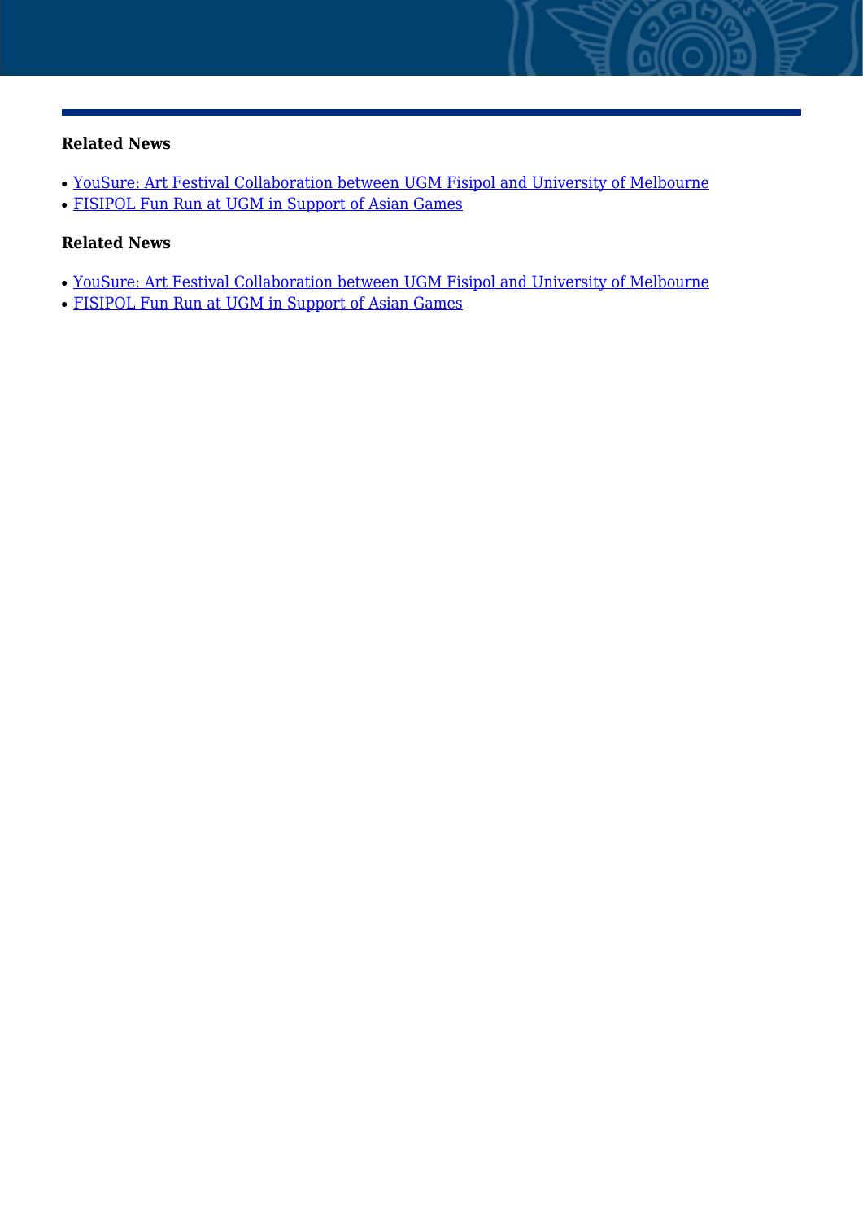**Related News**

- YouSure: Art Festival Collaboration between UGM Fisipol and University of Melbourne
- FISIPOL Fun Run at UGM in Support of Asian Games

**Related News**

- YouSure: Art Festival Collaboration between UGM Fisipol and University of Melbourne
- FISIPOL Fun Run at UGM in Support of Asian Games